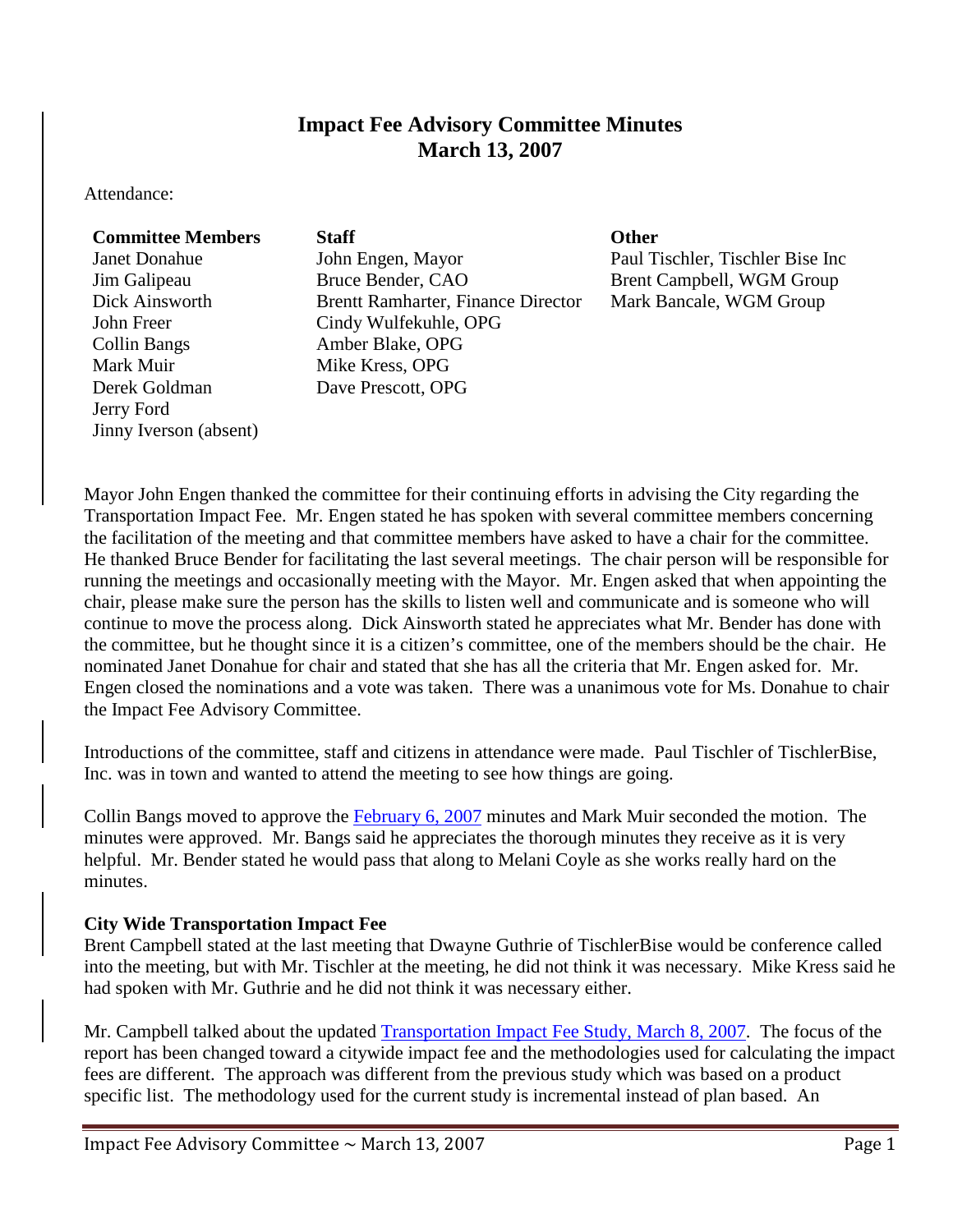# Impact Fee Advisory Committee Minutes
## March 13, 2007

Attendance:

| Committee Members | Staff | Other |
|---|---|---|
| Janet Donahue | John Engen, Mayor | Paul Tischler, Tischler Bise Inc |
| Jim Galipeau | Bruce Bender, CAO | Brent Campbell, WGM Group |
| Dick Ainsworth | Brentt Ramharter, Finance Director | Mark Bancale, WGM Group |
| John Freer | Cindy Wulfekuhle, OPG | |
| Collin Bangs | Amber Blake, OPG | |
| Mark Muir | Mike Kress, OPG | |
| Derek Goldman | Dave Prescott, OPG | |
| Jerry Ford | | |
| Jinny Iverson (absent) | | |

Mayor John Engen thanked the committee for their continuing efforts in advising the City regarding the Transportation Impact Fee. Mr. Engen stated he has spoken with several committee members concerning the facilitation of the meeting and that committee members have asked to have a chair for the committee. He thanked Bruce Bender for facilitating the last several meetings. The chair person will be responsible for running the meetings and occasionally meeting with the Mayor. Mr. Engen asked that when appointing the chair, please make sure the person has the skills to listen well and communicate and is someone who will continue to move the process along. Dick Ainsworth stated he appreciates what Mr. Bender has done with the committee, but he thought since it is a citizen's committee, one of the members should be the chair. He nominated Janet Donahue for chair and stated that she has all the criteria that Mr. Engen asked for. Mr. Engen closed the nominations and a vote was taken. There was a unanimous vote for Ms. Donahue to chair the Impact Fee Advisory Committee.

Introductions of the committee, staff and citizens in attendance were made. Paul Tischler of TischlerBise, Inc. was in town and wanted to attend the meeting to see how things are going.

Collin Bangs moved to approve the February 6, 2007 minutes and Mark Muir seconded the motion. The minutes were approved. Mr. Bangs said he appreciates the thorough minutes they receive as it is very helpful. Mr. Bender stated he would pass that along to Melani Coyle as she works really hard on the minutes.

**City Wide Transportation Impact Fee**

Brent Campbell stated at the last meeting that Dwayne Guthrie of TischlerBise would be conference called into the meeting, but with Mr. Tischler at the meeting, he did not think it was necessary. Mike Kress said he had spoken with Mr. Guthrie and he did not think it was necessary either.

Mr. Campbell talked about the updated Transportation Impact Fee Study, March 8, 2007. The focus of the report has been changed toward a citywide impact fee and the methodologies used for calculating the impact fees are different. The approach was different from the previous study which was based on a product specific list. The methodology used for the current study is incremental instead of plan based. An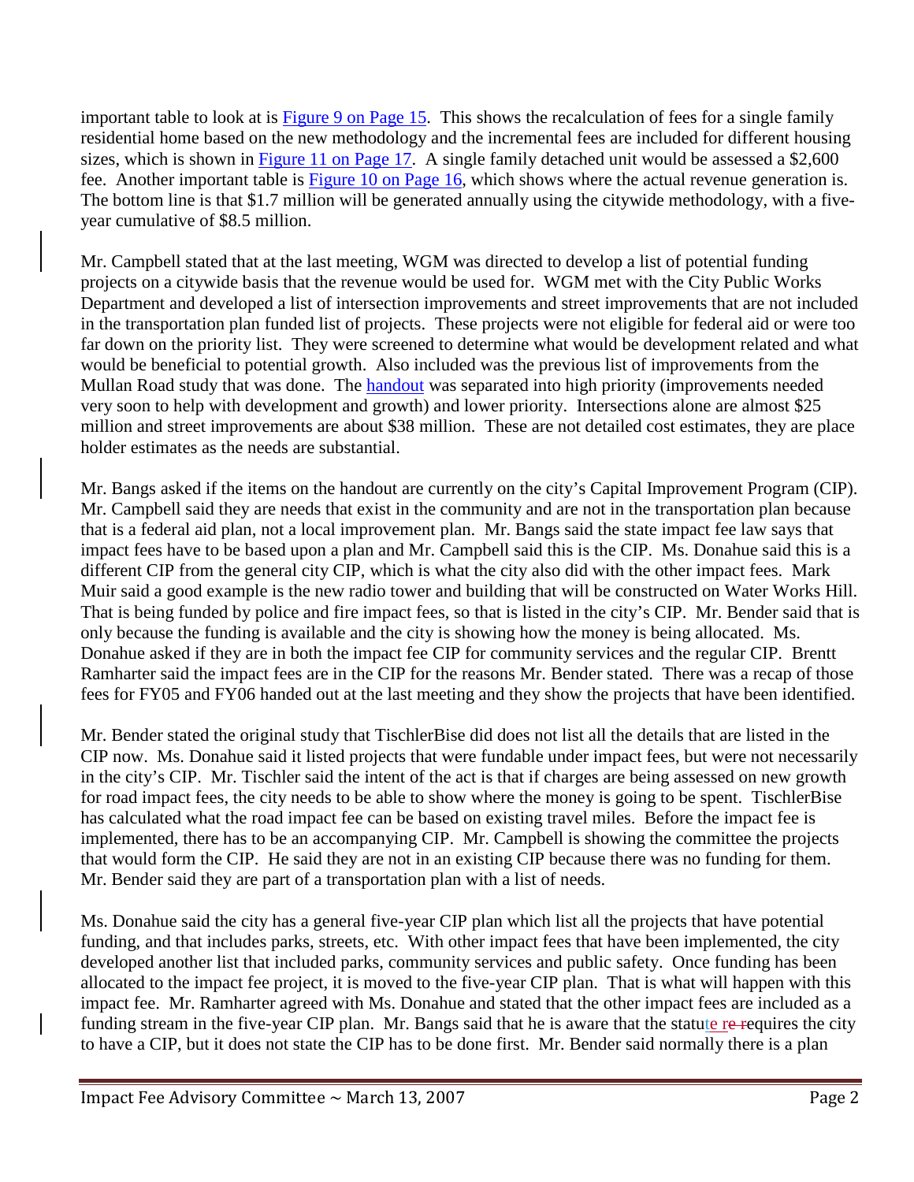important table to look at is Figure 9 on Page 15. This shows the recalculation of fees for a single family residential home based on the new methodology and the incremental fees are included for different housing sizes, which is shown in Figure 11 on Page 17. A single family detached unit would be assessed a $2,600 fee. Another important table is Figure 10 on Page 16, which shows where the actual revenue generation is. The bottom line is that $1.7 million will be generated annually using the citywide methodology, with a five-year cumulative of $8.5 million.

Mr. Campbell stated that at the last meeting, WGM was directed to develop a list of potential funding projects on a citywide basis that the revenue would be used for. WGM met with the City Public Works Department and developed a list of intersection improvements and street improvements that are not included in the transportation plan funded list of projects. These projects were not eligible for federal aid or were too far down on the priority list. They were screened to determine what would be development related and what would be beneficial to potential growth. Also included was the previous list of improvements from the Mullan Road study that was done. The handout was separated into high priority (improvements needed very soon to help with development and growth) and lower priority. Intersections alone are almost $25 million and street improvements are about $38 million. These are not detailed cost estimates, they are place holder estimates as the needs are substantial.

Mr. Bangs asked if the items on the handout are currently on the city's Capital Improvement Program (CIP). Mr. Campbell said they are needs that exist in the community and are not in the transportation plan because that is a federal aid plan, not a local improvement plan. Mr. Bangs said the state impact fee law says that impact fees have to be based upon a plan and Mr. Campbell said this is the CIP. Ms. Donahue said this is a different CIP from the general city CIP, which is what the city also did with the other impact fees. Mark Muir said a good example is the new radio tower and building that will be constructed on Water Works Hill. That is being funded by police and fire impact fees, so that is listed in the city's CIP. Mr. Bender said that is only because the funding is available and the city is showing how the money is being allocated. Ms. Donahue asked if they are in both the impact fee CIP for community services and the regular CIP. Brentt Ramharter said the impact fees are in the CIP for the reasons Mr. Bender stated. There was a recap of those fees for FY05 and FY06 handed out at the last meeting and they show the projects that have been identified.

Mr. Bender stated the original study that TischlerBise did does not list all the details that are listed in the CIP now. Ms. Donahue said it listed projects that were fundable under impact fees, but were not necessarily in the city's CIP. Mr. Tischler said the intent of the act is that if charges are being assessed on new growth for road impact fees, the city needs to be able to show where the money is going to be spent. TischlerBise has calculated what the road impact fee can be based on existing travel miles. Before the impact fee is implemented, there has to be an accompanying CIP. Mr. Campbell is showing the committee the projects that would form the CIP. He said they are not in an existing CIP because there was no funding for them. Mr. Bender said they are part of a transportation plan with a list of needs.

Ms. Donahue said the city has a general five-year CIP plan which list all the projects that have potential funding, and that includes parks, streets, etc. With other impact fees that have been implemented, the city developed another list that included parks, community services and public safety. Once funding has been allocated to the impact fee project, it is moved to the five-year CIP plan. That is what will happen with this impact fee. Mr. Ramharter agreed with Ms. Donahue and stated that the other impact fees are included as a funding stream in the five-year CIP plan. Mr. Bangs said that he is aware that the statute requires the city to have a CIP, but it does not state the CIP has to be done first. Mr. Bender said normally there is a plan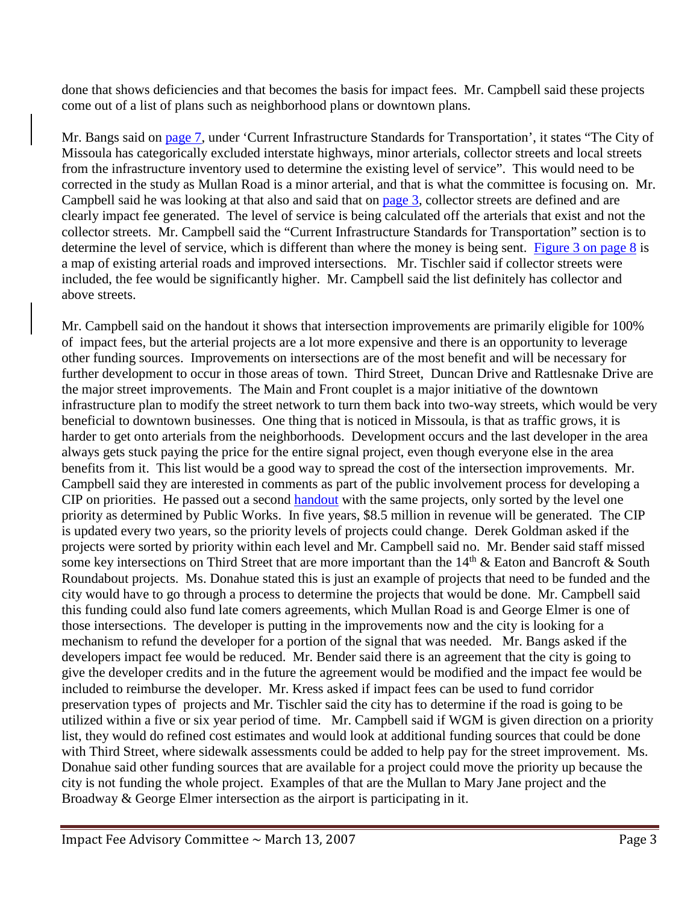done that shows deficiencies and that becomes the basis for impact fees. Mr. Campbell said these projects come out of a list of plans such as neighborhood plans or downtown plans.

Mr. Bangs said on [page 7](#), under 'Current Infrastructure Standards for Transportation', it states "The City of Missoula has categorically excluded interstate highways, minor arterials, collector streets and local streets from the infrastructure inventory used to determine the existing level of service". This would need to be corrected in the study as Mullan Road is a minor arterial, and that is what the committee is focusing on. Mr. Campbell said he was looking at that also and said that on [page 3](#), collector streets are defined and are clearly impact fee generated. The level of service is being calculated off the arterials that exist and not the collector streets. Mr. Campbell said the "Current Infrastructure Standards for Transportation" section is to determine the level of service, which is different than where the money is being sent. [Figure 3 on page 8](#) is a map of existing arterial roads and improved intersections. Mr. Tischler said if collector streets were included, the fee would be significantly higher. Mr. Campbell said the list definitely has collector and above streets.

Mr. Campbell said on the handout it shows that intersection improvements are primarily eligible for 100% of impact fees, but the arterial projects are a lot more expensive and there is an opportunity to leverage other funding sources. Improvements on intersections are of the most benefit and will be necessary for further development to occur in those areas of town. Third Street, Duncan Drive and Rattlesnake Drive are the major street improvements. The Main and Front couplet is a major initiative of the downtown infrastructure plan to modify the street network to turn them back into two-way streets, which would be very beneficial to downtown businesses. One thing that is noticed in Missoula, is that as traffic grows, it is harder to get onto arterials from the neighborhoods. Development occurs and the last developer in the area always gets stuck paying the price for the entire signal project, even though everyone else in the area benefits from it. This list would be a good way to spread the cost of the intersection improvements. Mr. Campbell said they are interested in comments as part of the public involvement process for developing a CIP on priorities. He passed out a second [handout](#) with the same projects, only sorted by the level one priority as determined by Public Works. In five years, \$8.5 million in revenue will be generated. The CIP is updated every two years, so the priority levels of projects could change. Derek Goldman asked if the projects were sorted by priority within each level and Mr. Campbell said no. Mr. Bender said staff missed some key intersections on Third Street that are more important than the 14th & Eaton and Bancroft & South Roundabout projects. Ms. Donahue stated this is just an example of projects that need to be funded and the city would have to go through a process to determine the projects that would be done. Mr. Campbell said this funding could also fund late comers agreements, which Mullan Road is and George Elmer is one of those intersections. The developer is putting in the improvements now and the city is looking for a mechanism to refund the developer for a portion of the signal that was needed. Mr. Bangs asked if the developers impact fee would be reduced. Mr. Bender said there is an agreement that the city is going to give the developer credits and in the future the agreement would be modified and the impact fee would be included to reimburse the developer. Mr. Kress asked if impact fees can be used to fund corridor preservation types of projects and Mr. Tischler said the city has to determine if the road is going to be utilized within a five or six year period of time. Mr. Campbell said if WGM is given direction on a priority list, they would do refined cost estimates and would look at additional funding sources that could be done with Third Street, where sidewalk assessments could be added to help pay for the street improvement. Ms. Donahue said other funding sources that are available for a project could move the priority up because the city is not funding the whole project. Examples of that are the Mullan to Mary Jane project and the Broadway & George Elmer intersection as the airport is participating in it.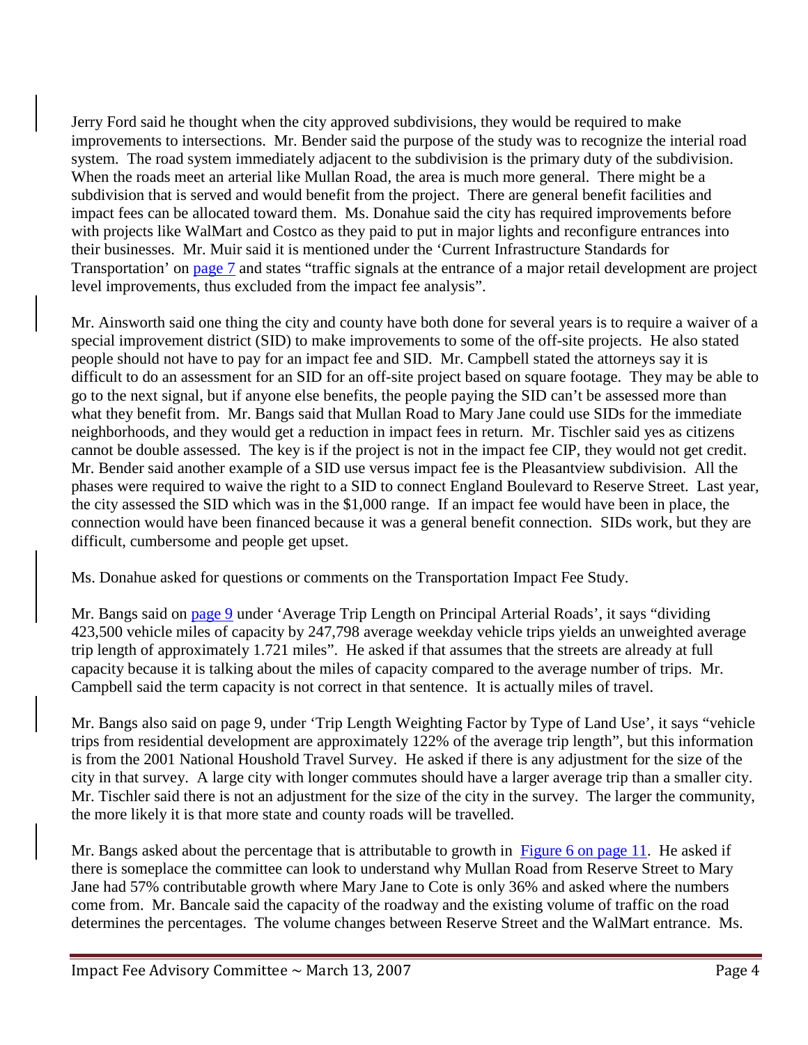Jerry Ford said he thought when the city approved subdivisions, they would be required to make improvements to intersections. Mr. Bender said the purpose of the study was to recognize the interial road system. The road system immediately adjacent to the subdivision is the primary duty of the subdivision. When the roads meet an arterial like Mullan Road, the area is much more general. There might be a subdivision that is served and would benefit from the project. There are general benefit facilities and impact fees can be allocated toward them. Ms. Donahue said the city has required improvements before with projects like WalMart and Costco as they paid to put in major lights and reconfigure entrances into their businesses. Mr. Muir said it is mentioned under the 'Current Infrastructure Standards for Transportation' on page 7 and states "traffic signals at the entrance of a major retail development are project level improvements, thus excluded from the impact fee analysis".

Mr. Ainsworth said one thing the city and county have both done for several years is to require a waiver of a special improvement district (SID) to make improvements to some of the off-site projects. He also stated people should not have to pay for an impact fee and SID. Mr. Campbell stated the attorneys say it is difficult to do an assessment for an SID for an off-site project based on square footage. They may be able to go to the next signal, but if anyone else benefits, the people paying the SID can't be assessed more than what they benefit from. Mr. Bangs said that Mullan Road to Mary Jane could use SIDs for the immediate neighborhoods, and they would get a reduction in impact fees in return. Mr. Tischler said yes as citizens cannot be double assessed. The key is if the project is not in the impact fee CIP, they would not get credit. Mr. Bender said another example of a SID use versus impact fee is the Pleasantview subdivision. All the phases were required to waive the right to a SID to connect England Boulevard to Reserve Street. Last year, the city assessed the SID which was in the $1,000 range. If an impact fee would have been in place, the connection would have been financed because it was a general benefit connection. SIDs work, but they are difficult, cumbersome and people get upset.

Ms. Donahue asked for questions or comments on the Transportation Impact Fee Study.

Mr. Bangs said on page 9 under 'Average Trip Length on Principal Arterial Roads', it says "dividing 423,500 vehicle miles of capacity by 247,798 average weekday vehicle trips yields an unweighted average trip length of approximately 1.721 miles". He asked if that assumes that the streets are already at full capacity because it is talking about the miles of capacity compared to the average number of trips. Mr. Campbell said the term capacity is not correct in that sentence. It is actually miles of travel.

Mr. Bangs also said on page 9, under 'Trip Length Weighting Factor by Type of Land Use', it says "vehicle trips from residential development are approximately 122% of the average trip length", but this information is from the 2001 National Houshold Travel Survey. He asked if there is any adjustment for the size of the city in that survey. A large city with longer commutes should have a larger average trip than a smaller city. Mr. Tischler said there is not an adjustment for the size of the city in the survey. The larger the community, the more likely it is that more state and county roads will be travelled.

Mr. Bangs asked about the percentage that is attributable to growth in Figure 6 on page 11. He asked if there is someplace the committee can look to understand why Mullan Road from Reserve Street to Mary Jane had 57% contributable growth where Mary Jane to Cote is only 36% and asked where the numbers come from. Mr. Bancale said the capacity of the roadway and the existing volume of traffic on the road determines the percentages. The volume changes between Reserve Street and the WalMart entrance. Ms.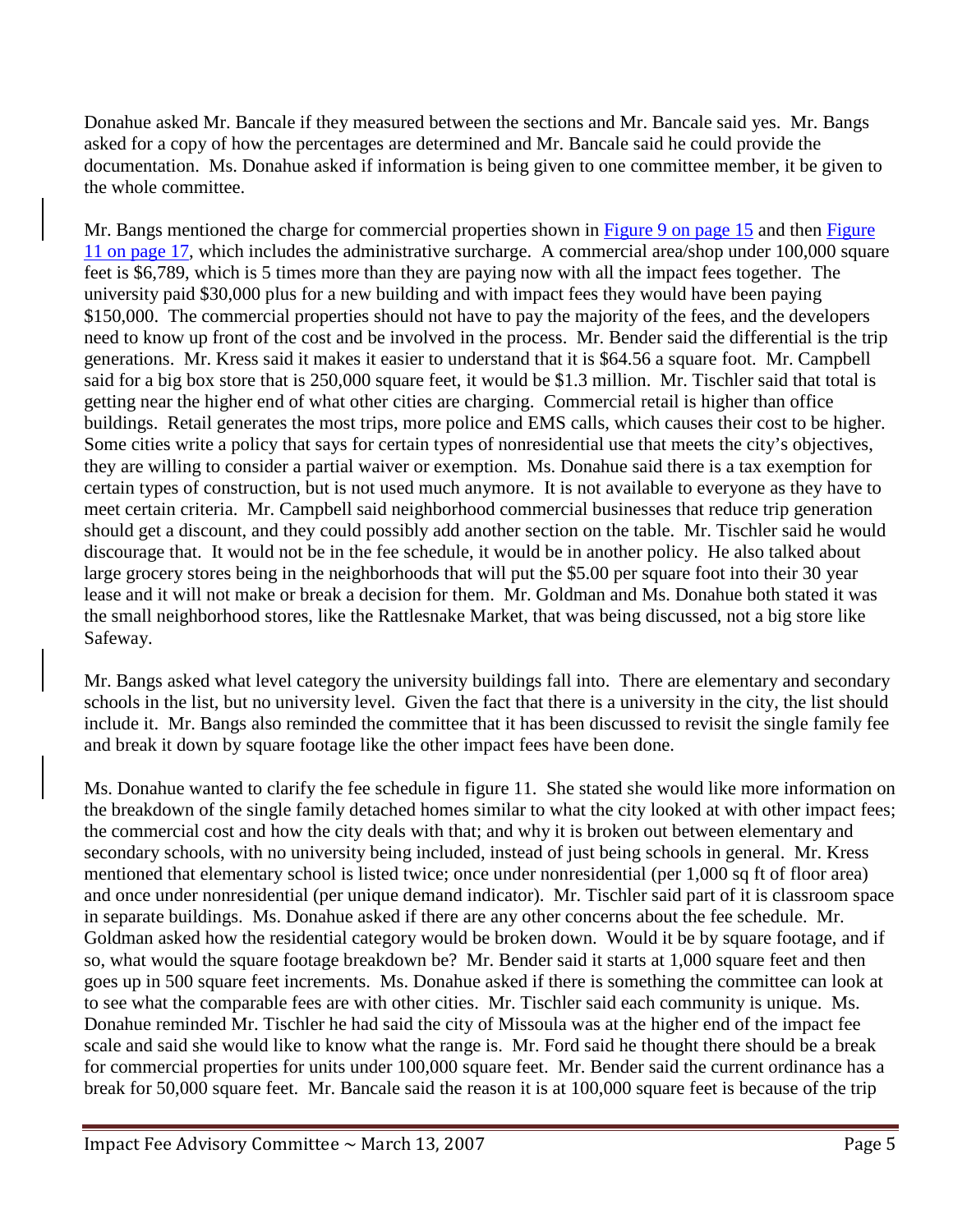Donahue asked Mr. Bancale if they measured between the sections and Mr. Bancale said yes. Mr. Bangs asked for a copy of how the percentages are determined and Mr. Bancale said he could provide the documentation. Ms. Donahue asked if information is being given to one committee member, it be given to the whole committee.

Mr. Bangs mentioned the charge for commercial properties shown in Figure 9 on page 15 and then Figure 11 on page 17, which includes the administrative surcharge. A commercial area/shop under 100,000 square feet is $6,789, which is 5 times more than they are paying now with all the impact fees together. The university paid $30,000 plus for a new building and with impact fees they would have been paying $150,000. The commercial properties should not have to pay the majority of the fees, and the developers need to know up front of the cost and be involved in the process. Mr. Bender said the differential is the trip generations. Mr. Kress said it makes it easier to understand that it is $64.56 a square foot. Mr. Campbell said for a big box store that is 250,000 square feet, it would be $1.3 million. Mr. Tischler said that total is getting near the higher end of what other cities are charging. Commercial retail is higher than office buildings. Retail generates the most trips, more police and EMS calls, which causes their cost to be higher. Some cities write a policy that says for certain types of nonresidential use that meets the city's objectives, they are willing to consider a partial waiver or exemption. Ms. Donahue said there is a tax exemption for certain types of construction, but is not used much anymore. It is not available to everyone as they have to meet certain criteria. Mr. Campbell said neighborhood commercial businesses that reduce trip generation should get a discount, and they could possibly add another section on the table. Mr. Tischler said he would discourage that. It would not be in the fee schedule, it would be in another policy. He also talked about large grocery stores being in the neighborhoods that will put the $5.00 per square foot into their 30 year lease and it will not make or break a decision for them. Mr. Goldman and Ms. Donahue both stated it was the small neighborhood stores, like the Rattlesnake Market, that was being discussed, not a big store like Safeway.

Mr. Bangs asked what level category the university buildings fall into. There are elementary and secondary schools in the list, but no university level. Given the fact that there is a university in the city, the list should include it. Mr. Bangs also reminded the committee that it has been discussed to revisit the single family fee and break it down by square footage like the other impact fees have been done.

Ms. Donahue wanted to clarify the fee schedule in figure 11. She stated she would like more information on the breakdown of the single family detached homes similar to what the city looked at with other impact fees; the commercial cost and how the city deals with that; and why it is broken out between elementary and secondary schools, with no university being included, instead of just being schools in general. Mr. Kress mentioned that elementary school is listed twice; once under nonresidential (per 1,000 sq ft of floor area) and once under nonresidential (per unique demand indicator). Mr. Tischler said part of it is classroom space in separate buildings. Ms. Donahue asked if there are any other concerns about the fee schedule. Mr. Goldman asked how the residential category would be broken down. Would it be by square footage, and if so, what would the square footage breakdown be? Mr. Bender said it starts at 1,000 square feet and then goes up in 500 square feet increments. Ms. Donahue asked if there is something the committee can look at to see what the comparable fees are with other cities. Mr. Tischler said each community is unique. Ms. Donahue reminded Mr. Tischler he had said the city of Missoula was at the higher end of the impact fee scale and said she would like to know what the range is. Mr. Ford said he thought there should be a break for commercial properties for units under 100,000 square feet. Mr. Bender said the current ordinance has a break for 50,000 square feet. Mr. Bancale said the reason it is at 100,000 square feet is because of the trip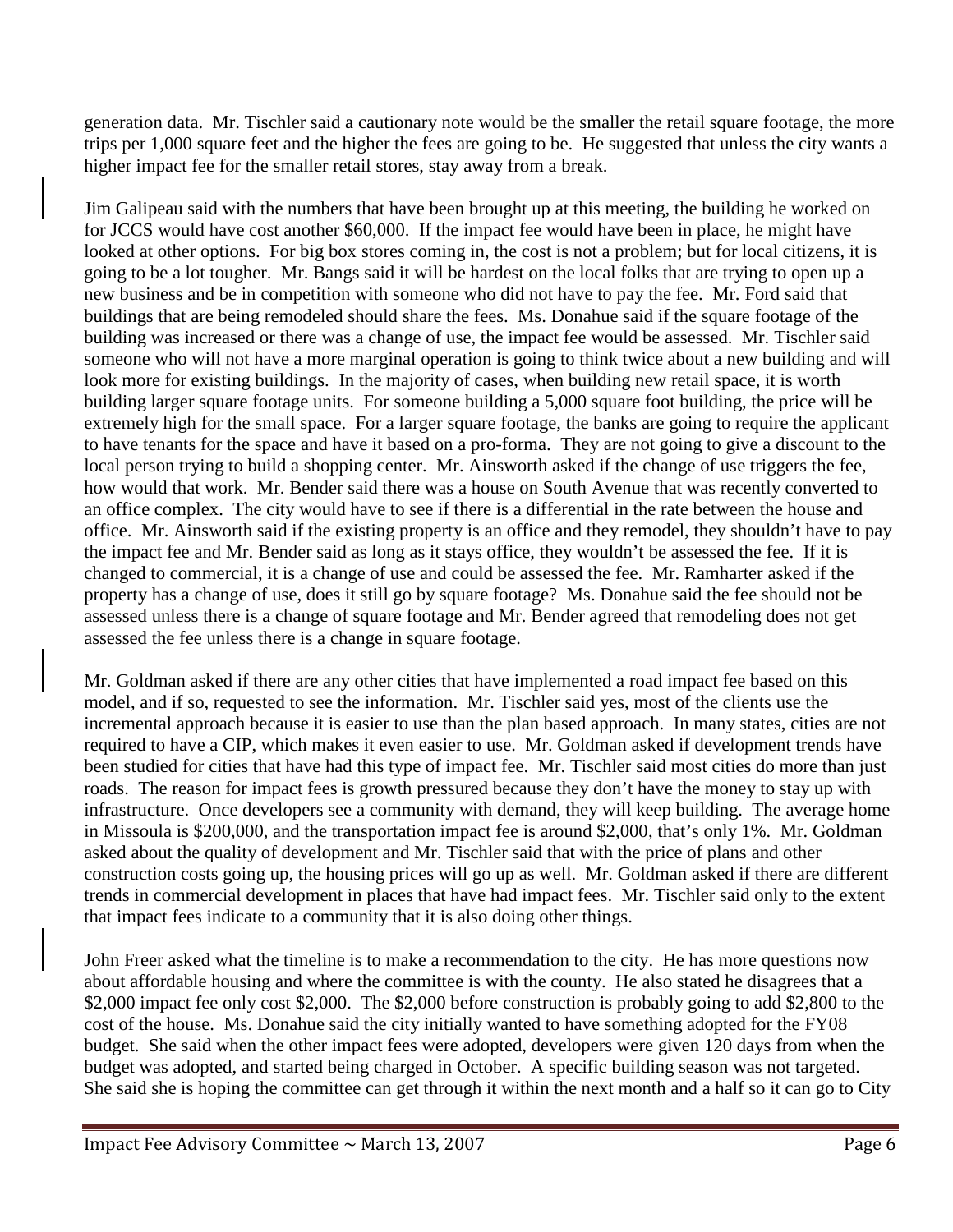generation data. Mr. Tischler said a cautionary note would be the smaller the retail square footage, the more trips per 1,000 square feet and the higher the fees are going to be. He suggested that unless the city wants a higher impact fee for the smaller retail stores, stay away from a break.

Jim Galipeau said with the numbers that have been brought up at this meeting, the building he worked on for JCCS would have cost another $60,000. If the impact fee would have been in place, he might have looked at other options. For big box stores coming in, the cost is not a problem; but for local citizens, it is going to be a lot tougher. Mr. Bangs said it will be hardest on the local folks that are trying to open up a new business and be in competition with someone who did not have to pay the fee. Mr. Ford said that buildings that are being remodeled should share the fees. Ms. Donahue said if the square footage of the building was increased or there was a change of use, the impact fee would be assessed. Mr. Tischler said someone who will not have a more marginal operation is going to think twice about a new building and will look more for existing buildings. In the majority of cases, when building new retail space, it is worth building larger square footage units. For someone building a 5,000 square foot building, the price will be extremely high for the small space. For a larger square footage, the banks are going to require the applicant to have tenants for the space and have it based on a pro-forma. They are not going to give a discount to the local person trying to build a shopping center. Mr. Ainsworth asked if the change of use triggers the fee, how would that work. Mr. Bender said there was a house on South Avenue that was recently converted to an office complex. The city would have to see if there is a differential in the rate between the house and office. Mr. Ainsworth said if the existing property is an office and they remodel, they shouldn't have to pay the impact fee and Mr. Bender said as long as it stays office, they wouldn't be assessed the fee. If it is changed to commercial, it is a change of use and could be assessed the fee. Mr. Ramharter asked if the property has a change of use, does it still go by square footage? Ms. Donahue said the fee should not be assessed unless there is a change of square footage and Mr. Bender agreed that remodeling does not get assessed the fee unless there is a change in square footage.

Mr. Goldman asked if there are any other cities that have implemented a road impact fee based on this model, and if so, requested to see the information. Mr. Tischler said yes, most of the clients use the incremental approach because it is easier to use than the plan based approach. In many states, cities are not required to have a CIP, which makes it even easier to use. Mr. Goldman asked if development trends have been studied for cities that have had this type of impact fee. Mr. Tischler said most cities do more than just roads. The reason for impact fees is growth pressured because they don't have the money to stay up with infrastructure. Once developers see a community with demand, they will keep building. The average home in Missoula is $200,000, and the transportation impact fee is around $2,000, that's only 1%. Mr. Goldman asked about the quality of development and Mr. Tischler said that with the price of plans and other construction costs going up, the housing prices will go up as well. Mr. Goldman asked if there are different trends in commercial development in places that have had impact fees. Mr. Tischler said only to the extent that impact fees indicate to a community that it is also doing other things.

John Freer asked what the timeline is to make a recommendation to the city. He has more questions now about affordable housing and where the committee is with the county. He also stated he disagrees that a $2,000 impact fee only cost $2,000. The $2,000 before construction is probably going to add $2,800 to the cost of the house. Ms. Donahue said the city initially wanted to have something adopted for the FY08 budget. She said when the other impact fees were adopted, developers were given 120 days from when the budget was adopted, and started being charged in October. A specific building season was not targeted. She said she is hoping the committee can get through it within the next month and a half so it can go to City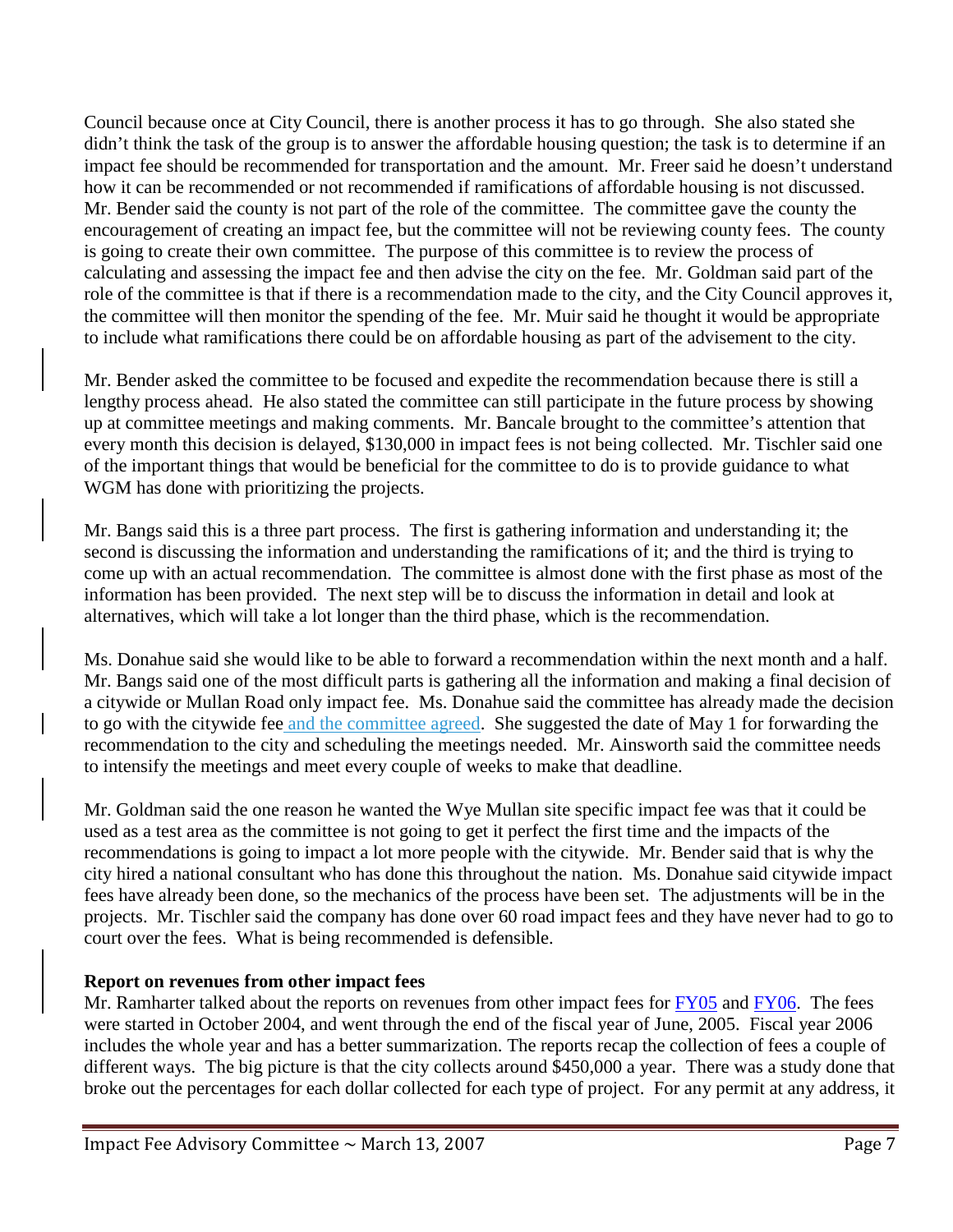Council because once at City Council, there is another process it has to go through. She also stated she didn't think the task of the group is to answer the affordable housing question; the task is to determine if an impact fee should be recommended for transportation and the amount. Mr. Freer said he doesn't understand how it can be recommended or not recommended if ramifications of affordable housing is not discussed. Mr. Bender said the county is not part of the role of the committee. The committee gave the county the encouragement of creating an impact fee, but the committee will not be reviewing county fees. The county is going to create their own committee. The purpose of this committee is to review the process of calculating and assessing the impact fee and then advise the city on the fee. Mr. Goldman said part of the role of the committee is that if there is a recommendation made to the city, and the City Council approves it, the committee will then monitor the spending of the fee. Mr. Muir said he thought it would be appropriate to include what ramifications there could be on affordable housing as part of the advisement to the city.

Mr. Bender asked the committee to be focused and expedite the recommendation because there is still a lengthy process ahead. He also stated the committee can still participate in the future process by showing up at committee meetings and making comments. Mr. Bancale brought to the committee's attention that every month this decision is delayed, $130,000 in impact fees is not being collected. Mr. Tischler said one of the important things that would be beneficial for the committee to do is to provide guidance to what WGM has done with prioritizing the projects.

Mr. Bangs said this is a three part process. The first is gathering information and understanding it; the second is discussing the information and understanding the ramifications of it; and the third is trying to come up with an actual recommendation. The committee is almost done with the first phase as most of the information has been provided. The next step will be to discuss the information in detail and look at alternatives, which will take a lot longer than the third phase, which is the recommendation.

Ms. Donahue said she would like to be able to forward a recommendation within the next month and a half. Mr. Bangs said one of the most difficult parts is gathering all the information and making a final decision of a citywide or Mullan Road only impact fee. Ms. Donahue said the committee has already made the decision to go with the citywide fee and the committee agreed. She suggested the date of May 1 for forwarding the recommendation to the city and scheduling the meetings needed. Mr. Ainsworth said the committee needs to intensify the meetings and meet every couple of weeks to make that deadline.

Mr. Goldman said the one reason he wanted the Wye Mullan site specific impact fee was that it could be used as a test area as the committee is not going to get it perfect the first time and the impacts of the recommendations is going to impact a lot more people with the citywide. Mr. Bender said that is why the city hired a national consultant who has done this throughout the nation. Ms. Donahue said citywide impact fees have already been done, so the mechanics of the process have been set. The adjustments will be in the projects. Mr. Tischler said the company has done over 60 road impact fees and they have never had to go to court over the fees. What is being recommended is defensible.

**Report on revenues from other impact fees**

Mr. Ramharter talked about the reports on revenues from other impact fees for FY05 and FY06. The fees were started in October 2004, and went through the end of the fiscal year of June, 2005. Fiscal year 2006 includes the whole year and has a better summarization. The reports recap the collection of fees a couple of different ways. The big picture is that the city collects around $450,000 a year. There was a study done that broke out the percentages for each dollar collected for each type of project. For any permit at any address, it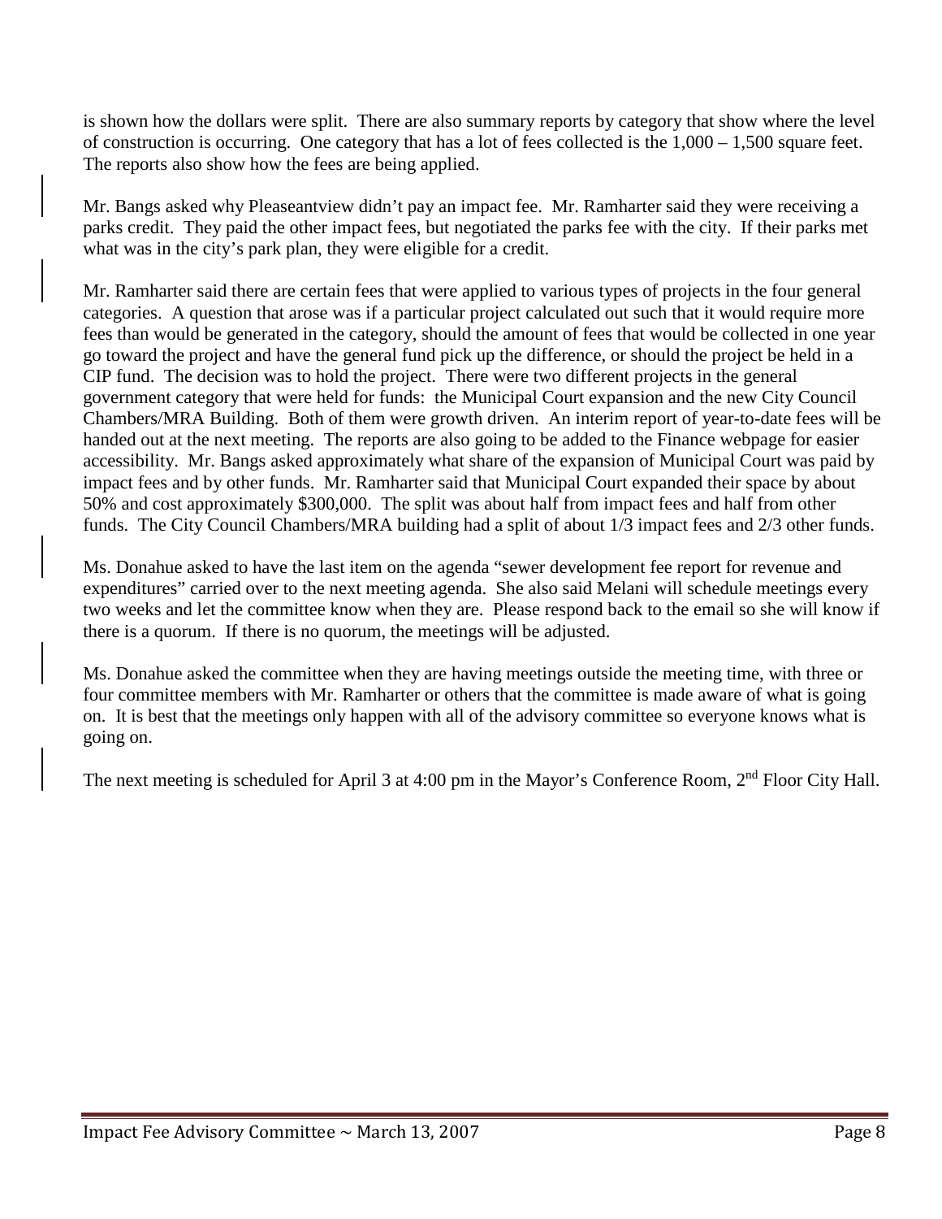is shown how the dollars were split. There are also summary reports by category that show where the level of construction is occurring. One category that has a lot of fees collected is the 1,000 – 1,500 square feet. The reports also show how the fees are being applied.

Mr. Bangs asked why Pleaseantview didn't pay an impact fee. Mr. Ramharter said they were receiving a parks credit. They paid the other impact fees, but negotiated the parks fee with the city. If their parks met what was in the city's park plan, they were eligible for a credit.

Mr. Ramharter said there are certain fees that were applied to various types of projects in the four general categories. A question that arose was if a particular project calculated out such that it would require more fees than would be generated in the category, should the amount of fees that would be collected in one year go toward the project and have the general fund pick up the difference, or should the project be held in a CIP fund. The decision was to hold the project. There were two different projects in the general government category that were held for funds: the Municipal Court expansion and the new City Council Chambers/MRA Building. Both of them were growth driven. An interim report of year-to-date fees will be handed out at the next meeting. The reports are also going to be added to the Finance webpage for easier accessibility. Mr. Bangs asked approximately what share of the expansion of Municipal Court was paid by impact fees and by other funds. Mr. Ramharter said that Municipal Court expanded their space by about 50% and cost approximately $300,000. The split was about half from impact fees and half from other funds. The City Council Chambers/MRA building had a split of about 1/3 impact fees and 2/3 other funds.

Ms. Donahue asked to have the last item on the agenda "sewer development fee report for revenue and expenditures" carried over to the next meeting agenda. She also said Melani will schedule meetings every two weeks and let the committee know when they are. Please respond back to the email so she will know if there is a quorum. If there is no quorum, the meetings will be adjusted.

Ms. Donahue asked the committee when they are having meetings outside the meeting time, with three or four committee members with Mr. Ramharter or others that the committee is made aware of what is going on. It is best that the meetings only happen with all of the advisory committee so everyone knows what is going on.

The next meeting is scheduled for April 3 at 4:00 pm in the Mayor's Conference Room, 2nd Floor City Hall.